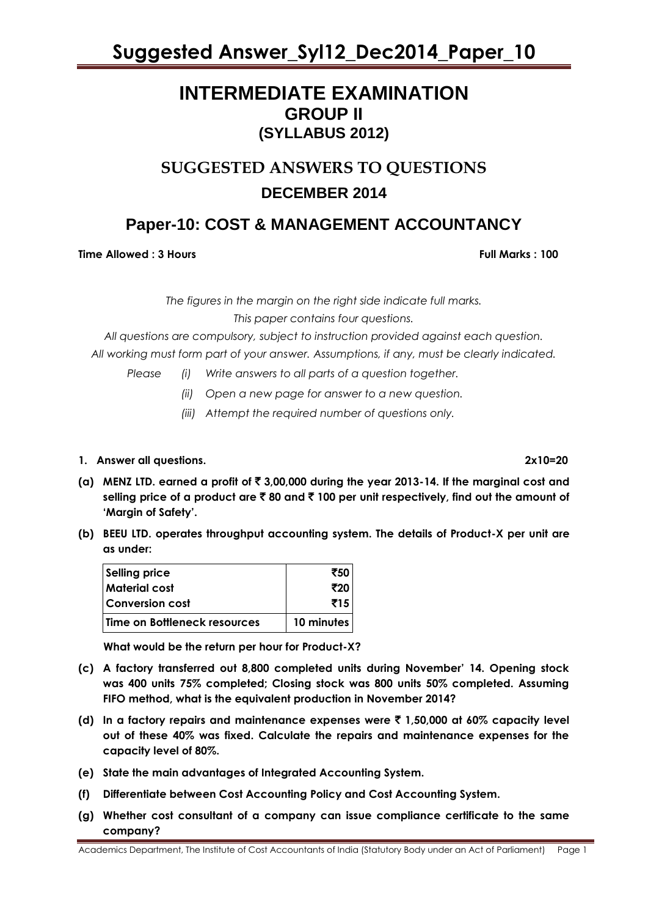# INTERMEDIATE EXAMINATION
## GROUP II
## (SYLLABUS 2012)

## SUGGESTED ANSWERS TO QUESTIONS
## DECEMBER 2014

## Paper-10: COST & MANAGEMENT ACCOUNTANCY

**Time Allowed : 3 Hours** **Full Marks : 100**

*The figures in the margin on the right side indicate full marks.*

*This paper contains four questions.*

*All questions are compulsory, subject to instruction provided against each question.*

*All working must form part of your answer. Assumptions, if any, must be clearly indicated.*

*Please (i) Write answers to all parts of a question together.*

*(ii) Open a new page for answer to a new question.*

*(iii) Attempt the required number of questions only.*

**1. Answer all questions.** **2x10=20**

**(a) MENZ LTD. earned a profit of ₹ 3,00,000 during the year 2013-14. If the marginal cost and selling price of a product are ₹ 80 and ₹ 100 per unit respectively, find out the amount of 'Margin of Safety'.**

**(b) BEEU LTD. operates throughput accounting system. The details of Product-X per unit are as under:**

| Selling price | ₹50 |
|---|---|
| Material cost | ₹20 |
| Conversion cost | ₹15 |
| Time on Bottleneck resources | 10 minutes |

**What would be the return per hour for Product-X?**

**(c) A factory transferred out 8,800 completed units during November' 14. Opening stock was 400 units 75% completed; Closing stock was 800 units 50% completed. Assuming FIFO method, what is the equivalent production in November 2014?**

**(d) In a factory repairs and maintenance expenses were ₹ 1,50,000 at 60% capacity level out of these 40% was fixed. Calculate the repairs and maintenance expenses for the capacity level of 80%.**

**(e) State the main advantages of Integrated Accounting System.**

**(f) Differentiate between Cost Accounting Policy and Cost Accounting System.**

**(g) Whether cost consultant of a company can issue compliance certificate to the same company?**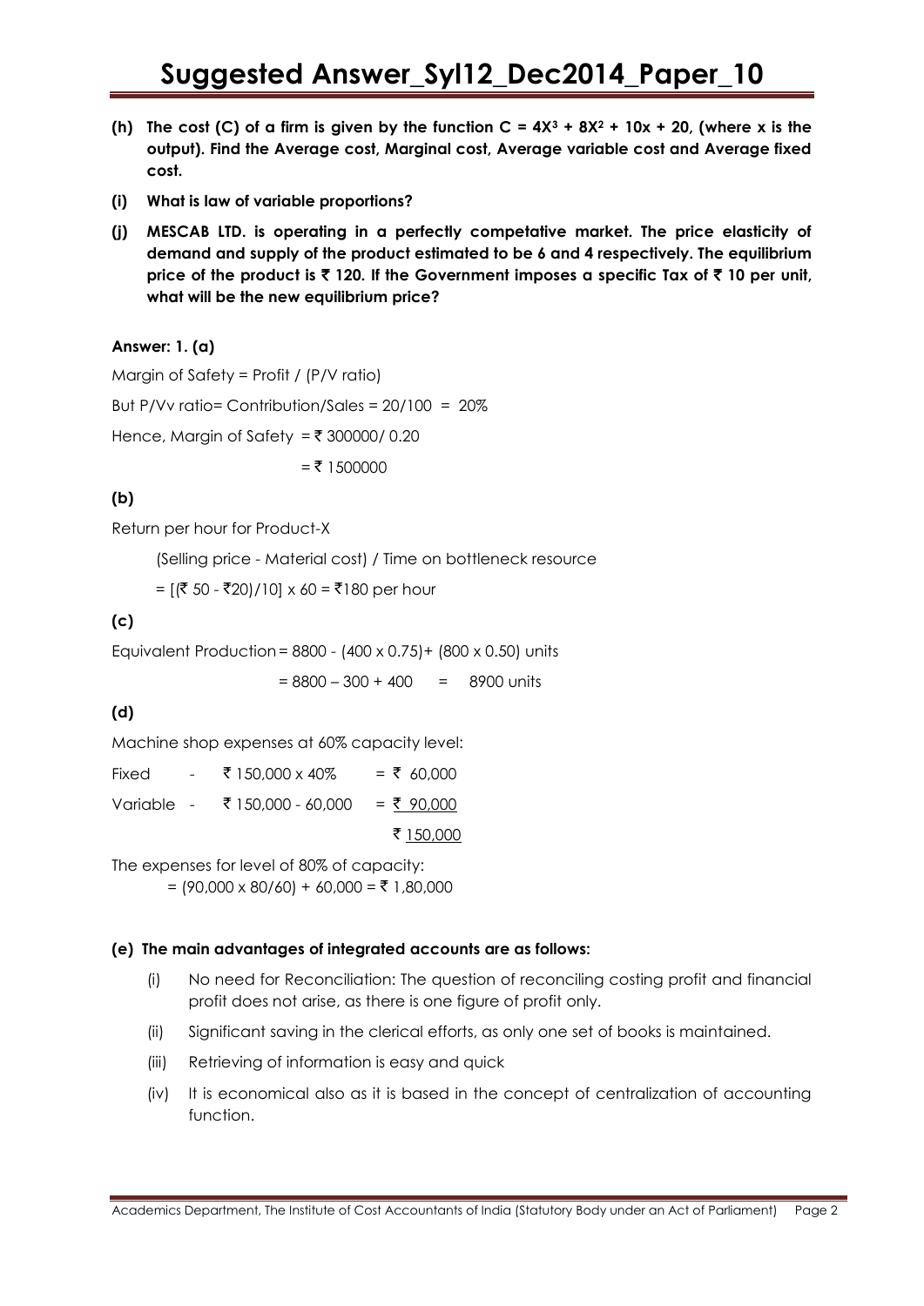**(h) The cost (C) of a firm is given by the function $C = 4X^3 + 8X^2 + 10x + 20$, (where x is the output). Find the Average cost, Marginal cost, Average variable cost and Average fixed cost.**

**(i) What is law of variable proportions?**

**(j) MESCAB LTD. is operating in a perfectly competative market. The price elasticity of demand and supply of the product estimated to be 6 and 4 respectively. The equilibrium price of the product is ₹ 120. If the Government imposes a specific Tax of ₹ 10 per unit, what will be the new equilibrium price?**

**Answer: 1. (a)**

Margin of Safety = Profit / (P/V ratio)

But P/Vv ratio= Contribution/Sales = 20/100 = 20%

Hence, Margin of Safety = ₹ 300000/ 0.20

= ₹ 1500000

**(b)**

Return per hour for Product-X

(Selling price - Material cost) / Time on bottleneck resource

= [(₹ 50 - ₹20)/10] x 60 = ₹180 per hour

**(c)**

Equivalent Production = 8800 - (400 x 0.75)+ (800 x 0.50) units

= 8800 – 300 + 400 = 8900 units

**(d)**

Machine shop expenses at 60% capacity level:

| | | | |
|---|---|---|---|
| Fixed | - | ₹ 150,000 x 40% | = ₹ 60,000 |
| Variable | - | ₹ 150,000 - 60,000 | = ₹ 90,000 |
| | | | ₹ 150,000 |

The expenses for level of 80% of capacity:
= (90,000 x 80/60) + 60,000 = ₹ 1,80,000

**(e) The main advantages of integrated accounts are as follows:**

(i) No need for Reconciliation: The question of reconciling costing profit and financial profit does not arise, as there is one figure of profit only.

(ii) Significant saving in the clerical efforts, as only one set of books is maintained.

(iii) Retrieving of information is easy and quick

(iv) It is economical also as it is based in the concept of centralization of accounting function.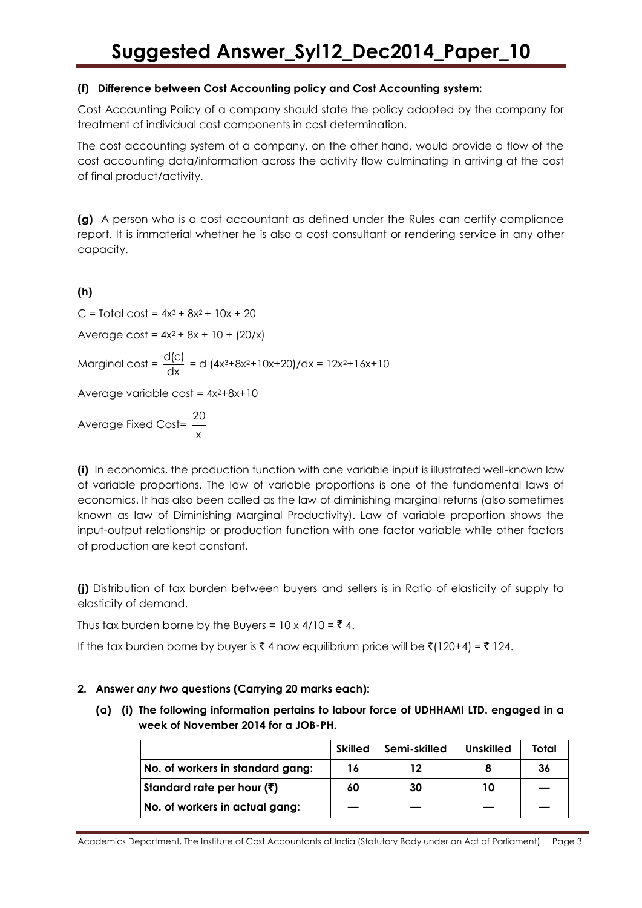**(f) Difference between Cost Accounting policy and Cost Accounting system:**

Cost Accounting Policy of a company should state the policy adopted by the company for treatment of individual cost components in cost determination.

The cost accounting system of a company, on the other hand, would provide a flow of the cost accounting data/information across the activity flow culminating in arriving at the cost of final product/activity.

**(g)** A person who is a cost accountant as defined under the Rules can certify compliance report. It is immaterial whether he is also a cost consultant or rendering service in any other capacity.

**(h)**

C = Total cost = $4x^3 + 8x^2 + 10x + 20$

Average cost = $4x^2 + 8x + 10 + (20/x)$

Marginal cost = $\frac{d(c)}{dx}$ = $d(4x^3+8x^2+10x+20)/dx = 12x^2+16x+10$

Average variable cost = $4x^2+8x+10$

Average Fixed Cost= $\frac{20}{x}$

**(i)** In economics, the production function with one variable input is illustrated well-known law of variable proportions. The law of variable proportions is one of the fundamental laws of economics. It has also been called as the law of diminishing marginal returns (also sometimes known as law of Diminishing Marginal Productivity). Law of variable proportion shows the input-output relationship or production function with one factor variable while other factors of production are kept constant.

**(j)** Distribution of tax burden between buyers and sellers is in Ratio of elasticity of supply to elasticity of demand.

Thus tax burden borne by the Buyers = 10 x 4/10 = ₹ 4.

If the tax burden borne by buyer is ₹ 4 now equilibrium price will be ₹(120+4) = ₹ 124.

**2. Answer *any two* questions (Carrying 20 marks each):**

**(a) (i) The following information pertains to labour force of UDHHAMI LTD. engaged in a week of November 2014 for a JOB-PH.**

| | Skilled | Semi-skilled | Unskilled | Total |
|---|---|---|---|---|
| No. of workers in standard gang: | 16 | 12 | 8 | 36 |
| Standard rate per hour (₹) | 60 | 30 | 10 | — |
| No. of workers in actual gang: | — | — | — | — |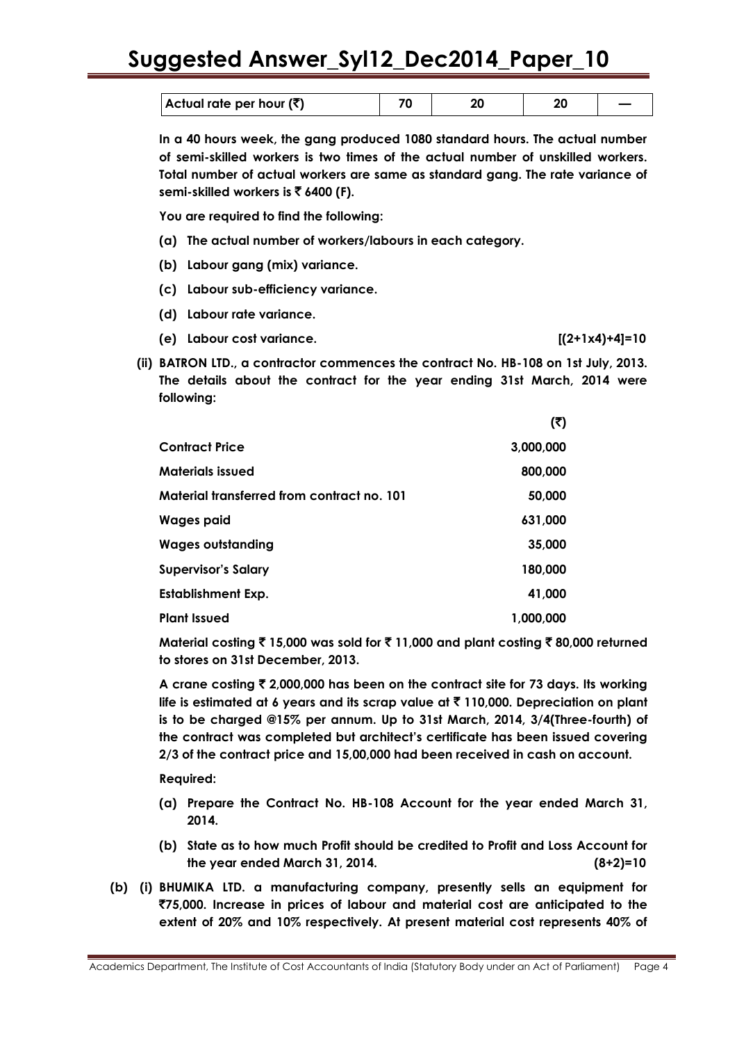| Actual rate per hour (₹) | 70 | 20 | 20 | — |
|---|---|---|---|---|

In a 40 hours week, the gang produced 1080 standard hours. The actual number of semi-skilled workers is two times of the actual number of unskilled workers. Total number of actual workers are same as standard gang. The rate variance of semi-skilled workers is ₹ 6400 (F).

You are required to find the following:

(a) The actual number of workers/labours in each category.

(b) Labour gang (mix) variance.

(c) Labour sub-efficiency variance.

(d) Labour rate variance.

(e) Labour cost variance. **[(2+1x4)+4]=10**

**(ii) BATRON LTD., a contractor commences the contract No. HB-108 on 1st July, 2013. The details about the contract for the year ending 31st March, 2014 were following:**

| | (₹) |
|---|---|
| Contract Price | 3,000,000 |
| Materials issued | 800,000 |
| Material transferred from contract no. 101 | 50,000 |
| Wages paid | 631,000 |
| Wages outstanding | 35,000 |
| Supervisor's Salary | 180,000 |
| Establishment Exp. | 41,000 |
| Plant Issued | 1,000,000 |

Material costing ₹ 15,000 was sold for ₹ 11,000 and plant costing ₹ 80,000 returned to stores on 31st December, 2013.

A crane costing ₹ 2,000,000 has been on the contract site for 73 days. Its working life is estimated at 6 years and its scrap value at ₹ 110,000. Depreciation on plant is to be charged @15% per annum. Up to 31st March, 2014, 3/4(Three-fourth) of the contract was completed but architect's certificate has been issued covering 2/3 of the contract price and 15,00,000 had been received in cash on account.

Required:

(a) Prepare the Contract No. HB-108 Account for the year ended March 31, 2014.

(b) State as to how much Profit should be credited to Profit and Loss Account for the year ended March 31, 2014. **(8+2)=10**

**(b) (i) BHUMIKA LTD. a manufacturing company, presently sells an equipment for ₹75,000. Increase in prices of labour and material cost are anticipated to the extent of 20% and 10% respectively. At present material cost represents 40% of**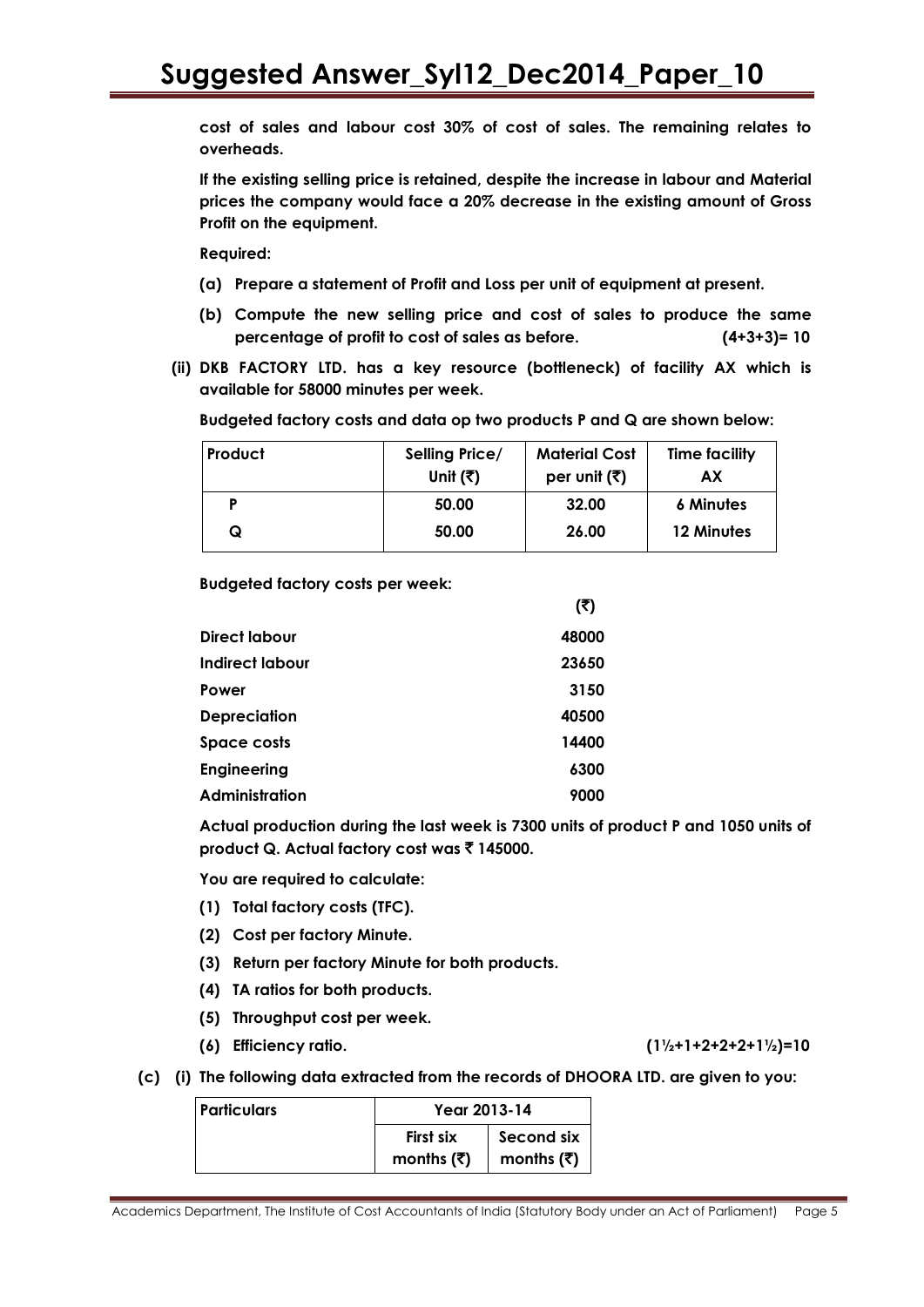**cost of sales and labour cost 30% of cost of sales. The remaining relates to overheads.**

**If the existing selling price is retained, despite the increase in labour and Material prices the company would face a 20% decrease in the existing amount of Gross Profit on the equipment.**

**Required:**

**(a) Prepare a statement of Profit and Loss per unit of equipment at present.**

**(b) Compute the new selling price and cost of sales to produce the same percentage of profit to cost of sales as before. (4+3+3)= 10**

**(ii) DKB FACTORY LTD. has a key resource (bottleneck) of facility AX which is available for 58000 minutes per week.**

**Budgeted factory costs and data op two products P and Q are shown below:**

| Product | Selling Price/ Unit (₹) | Material Cost per unit (₹) | Time facility AX |
|---|---|---|---|
| P | 50.00 | 32.00 | 6 Minutes |
| Q | 50.00 | 26.00 | 12 Minutes |

**Budgeted factory costs per week:**

| | (₹) |
|---|---|
| Direct labour | 48000 |
| Indirect labour | 23650 |
| Power | 3150 |
| Depreciation | 40500 |
| Space costs | 14400 |
| Engineering | 6300 |
| Administration | 9000 |

**Actual production during the last week is 7300 units of product P and 1050 units of product Q. Actual factory cost was ₹ 145000.**

**You are required to calculate:**

**(1) Total factory costs (TFC).**

**(2) Cost per factory Minute.**

**(3) Return per factory Minute for both products.**

**(4) TA ratios for both products.**

**(5) Throughput cost per week.**

**(6) Efficiency ratio. (1½+1+2+2+2+1½)=10**

**(c) (i) The following data extracted from the records of DHOORA LTD. are given to you:**

| Particulars | Year 2013-14 | |
|---|---|---|
| | First six months (₹) | Second six months (₹) |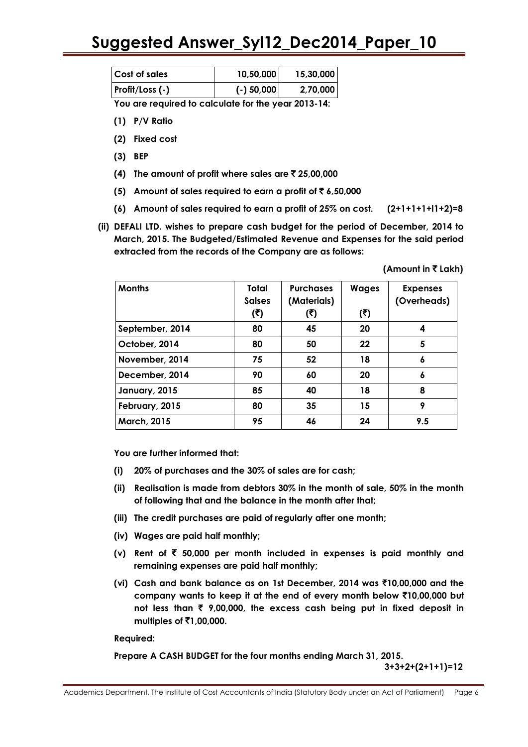| Cost of sales | 10,50,000 | 15,30,000 |
|---|---|---|
| Profit/Loss (-) | (-) 50,000 | 2,70,000 |

**You are required to calculate for the year 2013-14:**

**(1) P/V Ratio**

**(2) Fixed cost**

**(3) BEP**

**(4) The amount of profit where sales are ₹ 25,00,000**

**(5) Amount of sales required to earn a profit of ₹ 6,50,000**

**(6) Amount of sales required to earn a profit of 25% on cost.** **(2+1+1+1+l1+2)=8**

**(ii) DEFALI LTD. wishes to prepare cash budget for the period of December, 2014 to March, 2015. The Budgeted/Estimated Revenue and Expenses for the said period extracted from the records of the Company are as follows:**

**(Amount in ₹ Lakh)**

| Months | Total Salses (₹) | Purchases (Materials) (₹) | Wages (₹) | Expenses (Overheads) |
|---|---|---|---|---|
| September, 2014 | 80 | 45 | 20 | 4 |
| October, 2014 | 80 | 50 | 22 | 5 |
| November, 2014 | 75 | 52 | 18 | 6 |
| December, 2014 | 90 | 60 | 20 | 6 |
| January, 2015 | 85 | 40 | 18 | 8 |
| February, 2015 | 80 | 35 | 15 | 9 |
| March, 2015 | 95 | 46 | 24 | 9.5 |

**You are further informed that:**

**(i) 20% of purchases and the 30% of sales are for cash;**

**(ii) Realisation is made from debtors 30% in the month of sale, 50% in the month of following that and the balance in the month after that;**

**(iii) The credit purchases are paid of regularly after one month;**

**(iv) Wages are paid half monthly;**

**(v) Rent of ₹ 50,000 per month included in expenses is paid monthly and remaining expenses are paid half monthly;**

**(vi) Cash and bank balance as on 1st December, 2014 was ₹10,00,000 and the company wants to keep it at the end of every month below ₹10,00,000 but not less than ₹ 9,00,000, the excess cash being put in fixed deposit in multiples of ₹1,00,000.**

**Required:**

**Prepare A CASH BUDGET for the four months ending March 31, 2015.**

**3+3+2+(2+1+1)=12**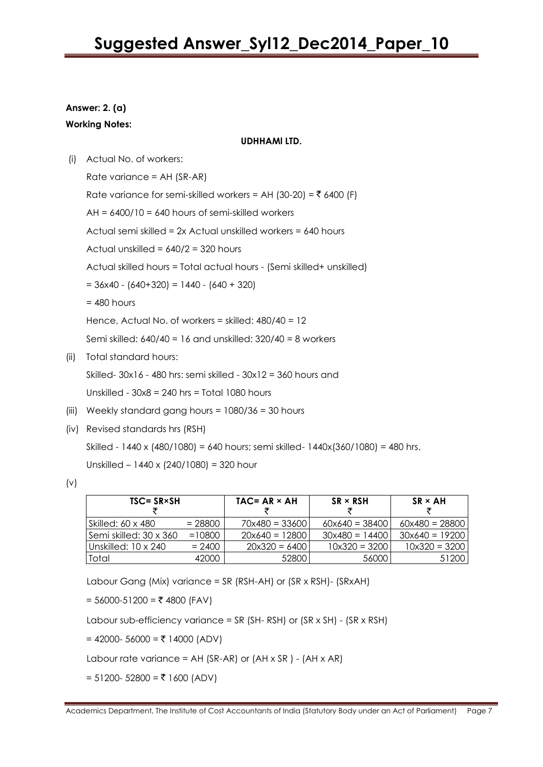**Answer: 2. (a)**

**Working Notes:**

**UDHHAMI LTD.**

(i) Actual No. of workers:

Rate variance = AH (SR-AR)

Rate variance for semi-skilled workers = AH (30-20) = ₹ 6400 (F)

AH = 6400/10 = 640 hours of semi-skilled workers

Actual semi skilled = 2x Actual unskilled workers = 640 hours

Actual unskilled = 640/2 = 320 hours

Actual skilled hours = Total actual hours - (Semi skilled+ unskilled)

= 36x40 - (640+320) = 1440 - (640 + 320)

= 480 hours

Hence, Actual No. of workers = skilled: 480/40 = 12

Semi skilled: 640/40 = 16 and unskilled: 320/40 = 8 workers

(ii) Total standard hours:

Skilled- 30x16 - 480 hrs: semi skilled - 30x12 = 360 hours and

Unskilled - 30x8 = 240 hrs = Total 1080 hours

(iii) Weekly standard gang hours = 1080/36 = 30 hours

(iv) Revised standards hrs (RSH)

Skilled - 1440 x (480/1080) = 640 hours; semi skilled- 1440x(360/1080) = 480 hrs.

Unskilled – 1440 x (240/1080) = 320 hour

(v)

| TSC= SR×SH ₹ | | TAC= AR × AH ₹ | SR × RSH ₹ | SR × AH ₹ |
|---|---|---|---|---|
| Skilled: 60 x 480 | = 28800 | 70x480 = 33600 | 60x640 = 38400 | 60x480 = 28800 |
| Semi skilled: 30 x 360 | =10800 | 20x640 = 12800 | 30x480 = 14400 | 30x640 = 19200 |
| Unskilled: 10 x 240 | = 2400 | 20x320 = 6400 | 10x320 = 3200 | 10x320 = 3200 |
| Total | 42000 | 52800 | 56000 | 51200 |

Labour Gang (Mix) variance = SR (RSH-AH) or (SR x RSH)- (SRxAH)

= 56000-51200 = ₹ 4800 (FAV)

Labour sub-efficiency variance = SR (SH- RSH) or (SR x SH) - (SR x RSH)

= 42000- 56000 = ₹ 14000 (ADV)

Labour rate variance = AH (SR-AR) or (AH x SR ) - (AH x AR)

= 51200- 52800 = ₹ 1600 (ADV)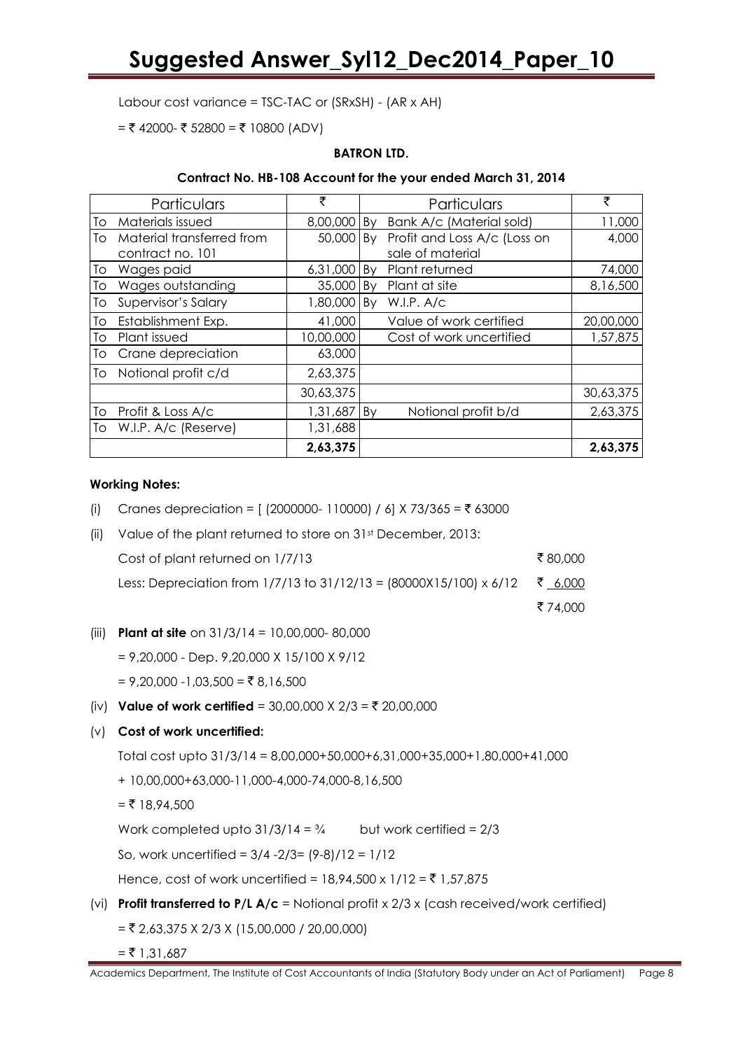Labour cost variance = TSC-TAC or (SRxSH) - (AR x AH)

= ₹ 42000- ₹ 52800 = ₹ 10800 (ADV)

**BATRON LTD.**

**Contract No. HB-108 Account for the your ended March 31, 2014**

| | Particulars | ₹ | | Particulars | ₹ |
|---|---|---|---|---|---|
| To | Materials issued | 8,00,000 | By | Bank A/c (Material sold) | 11,000 |
| To | Material transferred from contract no. 101 | 50,000 | By | Profit and Loss A/c (Loss on sale of material | 4,000 |
| To | Wages paid | 6,31,000 | By | Plant returned | 74,000 |
| To | Wages outstanding | 35,000 | By | Plant at site | 8,16,500 |
| To | Supervisor's Salary | 1,80,000 | By | W.I.P. A/c | |
| To | Establishment Exp. | 41,000 | | Value of work certified | 20,00,000 |
| To | Plant issued | 10,00,000 | | Cost of work uncertified | 1,57,875 |
| To | Crane depreciation | 63,000 | | | |
| To | Notional profit c/d | 2,63,375 | | | |
| | | 30,63,375 | | | 30,63,375 |
| To | Profit & Loss A/c | 1,31,687 | By | Notional profit b/d | 2,63,375 |
| To | W.I.P. A/c (Reserve) | 1,31,688 | | | |
| | | **2,63,375** | | | **2,63,375** |

**Working Notes:**

(i) Cranes depreciation = [ (2000000- 110000) / 6] X 73/365 = ₹ 63000

(ii) Value of the plant returned to store on 31st December, 2013:

| | |
|---|---|
| Cost of plant returned on 1/7/13 | ₹ 80,000 |
| Less: Depreciation from 1/7/13 to 31/12/13 = (80000X15/100) x 6/12 | ₹ 6,000 |
| | ₹ 74,000 |

(iii) **Plant at site** on 31/3/14 = 10,00,000- 80,000

= 9,20,000 - Dep. 9,20,000 X 15/100 X 9/12

= 9,20,000 -1,03,500 = ₹ 8,16,500

(iv) **Value of work certified** = 30,00,000 X 2/3 = ₹ 20,00,000

(v) **Cost of work uncertified:**

Total cost upto 31/3/14 = 8,00,000+50,000+6,31,000+35,000+1,80,000+41,000

+ 10,00,000+63,000-11,000-4,000-74,000-8,16,500

= ₹ 18,94,500

Work completed upto 31/3/14 = ¾    but work certified = 2/3

So, work uncertified = 3/4 -2/3= (9-8)/12 = 1/12

Hence, cost of work uncertified = 18,94,500 x 1/12 = ₹ 1,57,875

(vi) **Profit transferred to P/L A/c** = Notional profit x 2/3 x (cash received/work certified)

= ₹ 2,63,375 X 2/3 X (15,00,000 / 20,00,000)

= ₹ 1,31,687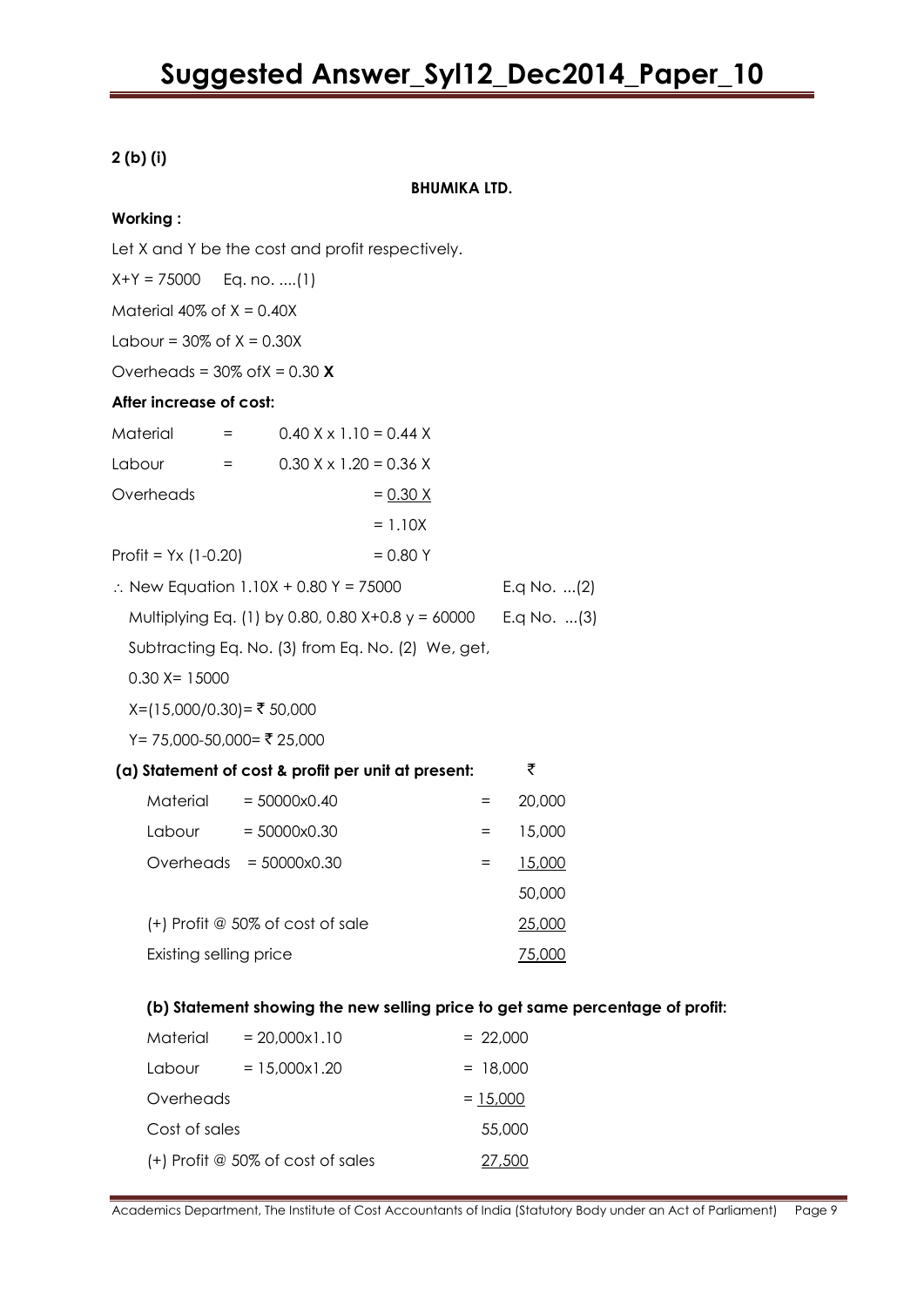**2 (b) (i)**

**BHUMIKA LTD.**

**Working :**

Let X and Y be the cost and profit respectively.

$X+Y = 75000$ Eq. no. ....(1)

Material 40% of $X = 0.40X$

Labour = 30% of $X = 0.30X$

Overheads = 30% of$X = 0.30$ **X**

**After increase of cost:**

| | | |
|---|---|---|
| Material | = | $0.40 X \times 1.10 = 0.44 X$ |
| Labour | = | $0.30 X \times 1.20 = 0.36 X$ |
| Overheads | | $= 0.30 X$ |
| | | $= 1.10X$ |
| Profit = Yx (1-0.20) | | $= 0.80 Y$ |

$\therefore$ New Equation $1.10X + 0.80 Y = 75000$ E.q No. ...(2)

Multiplying Eq. (1) by 0.80, $0.80 X+0.8 y = 60000$ E.q No. ...(3)

Subtracting Eq. No. (3) from Eq. No. (2) We, get,

$0.30 X= 15000$

X=(15,000/0.30)= ₹ 50,000

Y= 75,000-50,000= ₹ 25,000

**(a) Statement of cost & profit per unit at present:**

| | | | ₹ |
|---|---|---|---|
| Material | = 50000x0.40 | = | 20,000 |
| Labour | = 50000x0.30 | = | 15,000 |
| Overheads | = 50000x0.30 | = | 15,000 |
| | | | 50,000 |
| (+) Profit @ 50% of cost of sale | | | 25,000 |
| Existing selling price | | | 75,000 |

**(b) Statement showing the new selling price to get same percentage of profit:**

| | | |
|---|---|---|
| Material | = 20,000x1.10 | = 22,000 |
| Labour | = 15,000x1.20 | = 18,000 |
| Overheads | | = 15,000 |
| Cost of sales | | 55,000 |
| (+) Profit @ 50% of cost of sales | | 27,500 |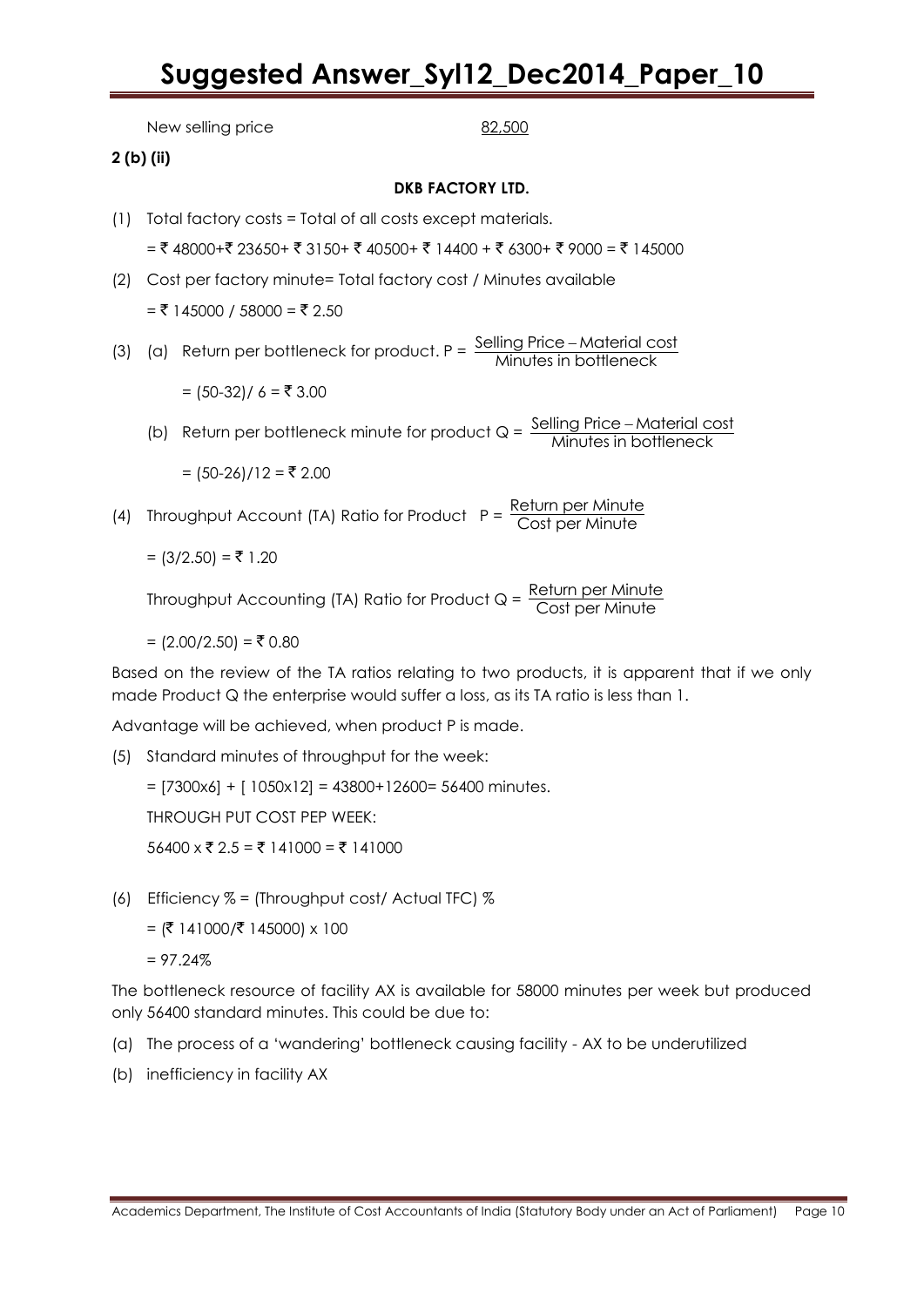New selling price 82,500

**2 (b) (ii)**

**DKB FACTORY LTD.**

(1) Total factory costs = Total of all costs except materials.

= ₹ 48000+₹ 23650+ ₹ 3150+ ₹ 40500+ ₹ 14400 + ₹ 6300+ ₹ 9000 = ₹ 145000

(2) Cost per factory minute= Total factory cost / Minutes available

= ₹ 145000 / 58000 = ₹ 2.50

(3) (a) Return per bottleneck for product. P = $\frac{\text{Selling Price – Material cost}}{\text{Minutes in bottleneck}}$

= (50-32)/ 6 = ₹ 3.00

(b) Return per bottleneck minute for product Q = $\frac{\text{Selling Price – Material cost}}{\text{Minutes in bottleneck}}$

= (50-26)/12 = ₹ 2.00

(4) Throughput Account (TA) Ratio for Product P = $\frac{\text{Return per Minute}}{\text{Cost per Minute}}$

= (3/2.50) = ₹ 1.20

Throughput Accounting (TA) Ratio for Product Q = $\frac{\text{Return per Minute}}{\text{Cost per Minute}}$

= (2.00/2.50) = ₹ 0.80

Based on the review of the TA ratios relating to two products, it is apparent that if we only made Product Q the enterprise would suffer a loss, as its TA ratio is less than 1.

Advantage will be achieved, when product P is made.

(5) Standard minutes of throughput for the week:

= [7300x6] + [ 1050x12] = 43800+12600= 56400 minutes.

THROUGH PUT COST PEP WEEK:

56400 x ₹ 2.5 = ₹ 141000 = ₹ 141000

(6) Efficiency % = (Throughput cost/ Actual TFC) %

= (₹ 141000/₹ 145000) x 100

= 97.24%

The bottleneck resource of facility AX is available for 58000 minutes per week but produced only 56400 standard minutes. This could be due to:

(a) The process of a 'wandering' bottleneck causing facility - AX to be underutilized

(b) inefficiency in facility AX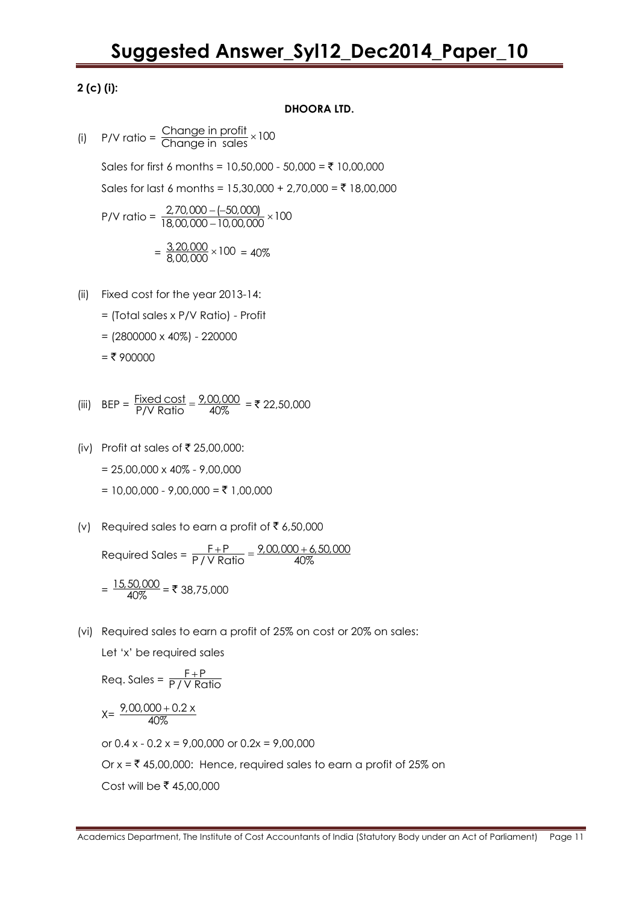**2 (c) (i):**

**DHOORA LTD.**

(i) P/V ratio = $\frac{\text{Change in profit}}{\text{Change in sales}} \times 100$

Sales for first 6 months = 10,50,000 - 50,000 = ₹ 10,00,000

Sales for last 6 months = 15,30,000 + 2,70,000 = ₹ 18,00,000

P/V ratio = $\frac{2,70,000-(-50,000)}{18,00,000-10,00,000} \times 100$

$= \frac{3,20,000}{8,00,000} \times 100 = 40\%$

(ii) Fixed cost for the year 2013-14:

= (Total sales x P/V Ratio) - Profit

= (2800000 x 40%) - 220000

= ₹ 900000

(iii) BEP = $\frac{\text{Fixed cost}}{\text{P/V Ratio}} = \frac{9,00,000}{40\%}$ = ₹ 22,50,000

(iv) Profit at sales of ₹ 25,00,000:

= 25,00,000 x 40% - 9,00,000

= 10,00,000 - 9,00,000 = ₹ 1,00,000

(v) Required sales to earn a profit of ₹ 6,50,000

Required Sales = $\frac{F+P}{P/V\ \text{Ratio}} = \frac{9,00,000+6,50,000}{40\%}$

$= \frac{15,50,000}{40\%}$ = ₹ 38,75,000

(vi) Required sales to earn a profit of 25% on cost or 20% on sales:

Let 'x' be required sales

Req. Sales = $\frac{F+P}{P/V\ \text{Ratio}}$

X= $\frac{9,00,000+0.2\,x}{40\%}$

or 0.4 x - 0.2 x = 9,00,000 or 0.2x = 9,00,000

Or x = ₹ 45,00,000: Hence, required sales to earn a profit of 25% on

Cost will be ₹ 45,00,000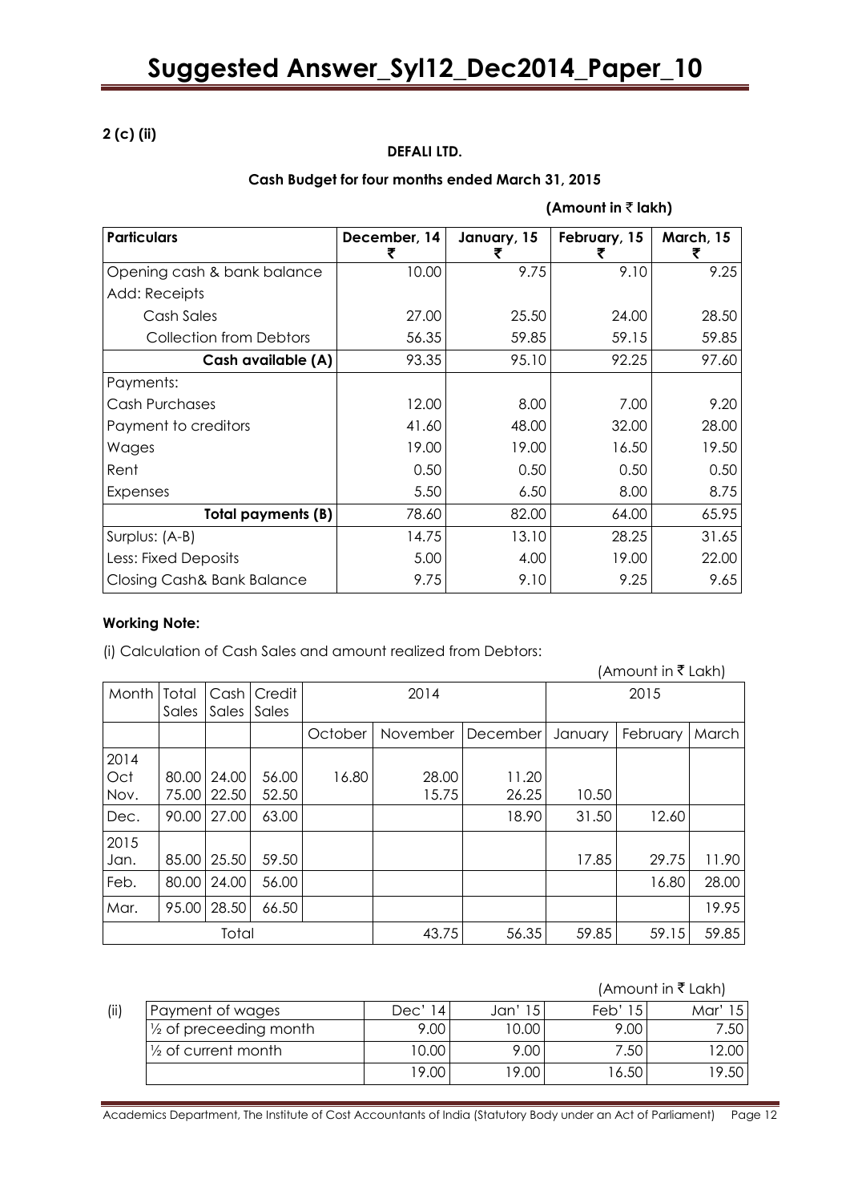**2 (c) (ii)**

**DEFALI LTD.**

**Cash Budget for four months ended March 31, 2015**

**(Amount in ₹ lakh)**

| Particulars | December, 14 ₹ | January, 15 ₹ | February, 15 ₹ | March, 15 ₹ |
|---|---|---|---|---|
| Opening cash & bank balance | 10.00 | 9.75 | 9.10 | 9.25 |
| Add: Receipts | | | | |
| Cash Sales | 27.00 | 25.50 | 24.00 | 28.50 |
| Collection from Debtors | 56.35 | 59.85 | 59.15 | 59.85 |
| **Cash available (A)** | 93.35 | 95.10 | 92.25 | 97.60 |
| Payments: | | | | |
| Cash Purchases | 12.00 | 8.00 | 7.00 | 9.20 |
| Payment to creditors | 41.60 | 48.00 | 32.00 | 28.00 |
| Wages | 19.00 | 19.00 | 16.50 | 19.50 |
| Rent | 0.50 | 0.50 | 0.50 | 0.50 |
| Expenses | 5.50 | 6.50 | 8.00 | 8.75 |
| **Total payments (B)** | 78.60 | 82.00 | 64.00 | 65.95 |
| Surplus: (A-B) | 14.75 | 13.10 | 28.25 | 31.65 |
| Less: Fixed Deposits | 5.00 | 4.00 | 19.00 | 22.00 |
| Closing Cash& Bank Balance | 9.75 | 9.10 | 9.25 | 9.65 |

**Working Note:**

(i) Calculation of Cash Sales and amount realized from Debtors:

(Amount in ₹ Lakh)

| Month | Total Sales | Cash Sales | Credit Sales | 2014 | | | 2015 | | |
|---|---|---|---|---|---|---|---|---|---|
| | | | | October | November | December | January | February | March |
| 2014 Oct | 80.00 | 24.00 | 56.00 | 16.80 | 28.00 | 11.20 | | | |
| Nov. | 75.00 | 22.50 | 52.50 | | 15.75 | 26.25 | 10.50 | | |
| Dec. | 90.00 | 27.00 | 63.00 | | | 18.90 | 31.50 | 12.60 | |
| 2015 Jan. | 85.00 | 25.50 | 59.50 | | | | 17.85 | 29.75 | 11.90 |
| Feb. | 80.00 | 24.00 | 56.00 | | | | | 16.80 | 28.00 |
| Mar. | 95.00 | 28.50 | 66.50 | | | | | | 19.95 |
| Total | | | | | 43.75 | 56.35 | 59.85 | 59.15 | 59.85 |

(Amount in ₹ Lakh)

(ii)

| Payment of wages | Dec' 14 | Jan' 15 | Feb' 15 | Mar' 15 |
|---|---|---|---|---|
| ½ of preceeding month | 9.00 | 10.00 | 9.00 | 7.50 |
| ½ of current month | 10.00 | 9.00 | 7.50 | 12.00 |
| | 19.00 | 19.00 | 16.50 | 19.50 |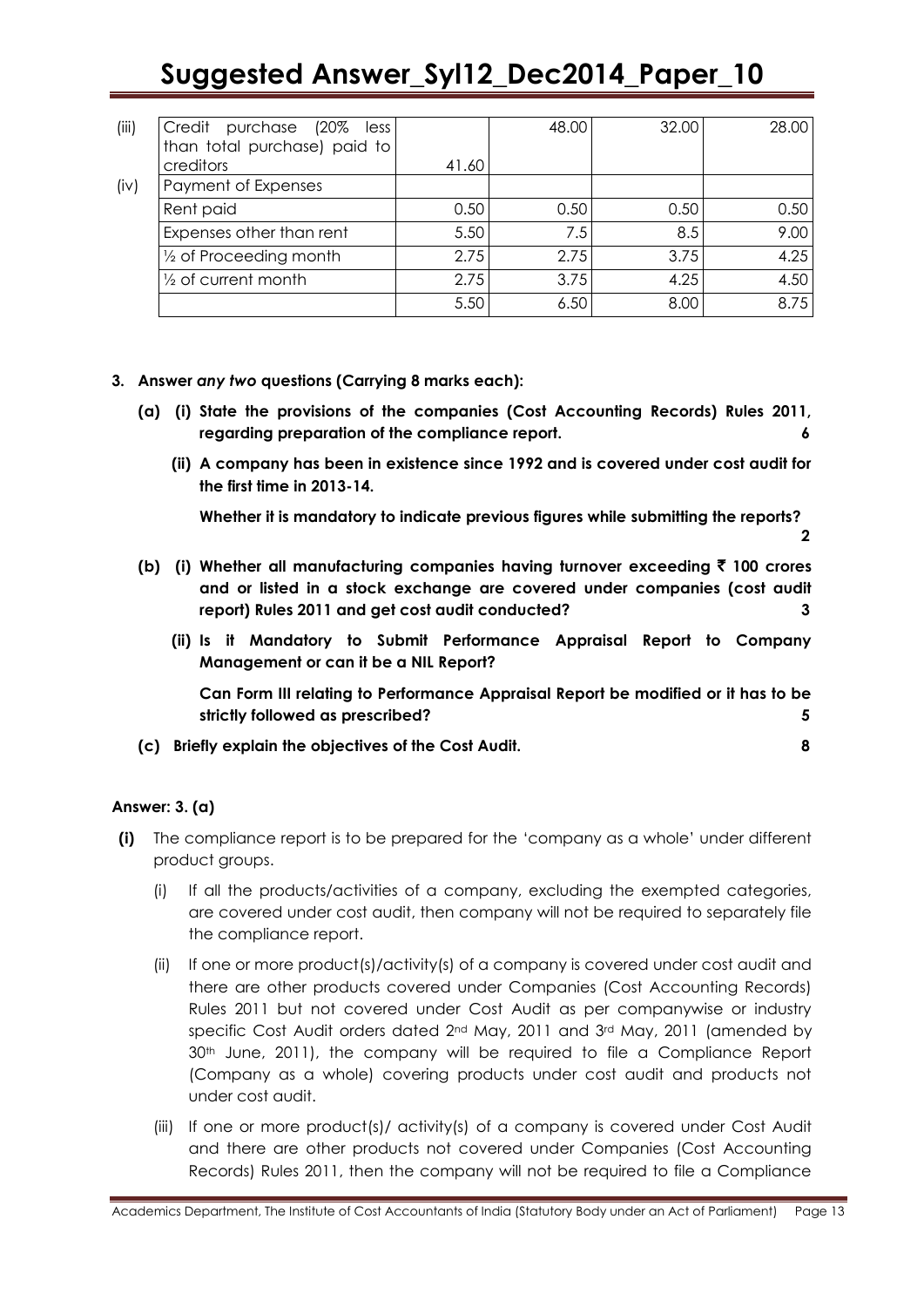| (iii) | Credit purchase (20% less than total purchase) paid to creditors | 41.60 | 48.00 | 32.00 | 28.00 |
|---|---|---|---|---|---|
| (iv) | Payment of Expenses | | | | |
| | Rent paid | 0.50 | 0.50 | 0.50 | 0.50 |
| | Expenses other than rent | 5.50 | 7.5 | 8.5 | 9.00 |
| | ½ of Proceeding month | 2.75 | 2.75 | 3.75 | 4.25 |
| | ½ of current month | 2.75 | 3.75 | 4.25 | 4.50 |
| | | 5.50 | 6.50 | 8.00 | 8.75 |

**3. Answer *any two* questions (Carrying 8 marks each):**

**(a) (i) State the provisions of the companies (Cost Accounting Records) Rules 2011, regarding preparation of the compliance report.** **6**

**(ii) A company has been in existence since 1992 and is covered under cost audit for the first time in 2013-14.**

**Whether it is mandatory to indicate previous figures while submitting the reports?** **2**

**(b) (i) Whether all manufacturing companies having turnover exceeding ₹ 100 crores and or listed in a stock exchange are covered under companies (cost audit report) Rules 2011 and get cost audit conducted?** **3**

**(ii) Is it Mandatory to Submit Performance Appraisal Report to Company Management or can it be a NIL Report?**

**Can Form III relating to Performance Appraisal Report be modified or it has to be strictly followed as prescribed?** **5**

**(c) Briefly explain the objectives of the Cost Audit.** **8**

**Answer: 3. (a)**

**(i)** The compliance report is to be prepared for the 'company as a whole' under different product groups.

(i) If all the products/activities of a company, excluding the exempted categories, are covered under cost audit, then company will not be required to separately file the compliance report.

(ii) If one or more product(s)/activity(s) of a company is covered under cost audit and there are other products covered under Companies (Cost Accounting Records) Rules 2011 but not covered under Cost Audit as per companywise or industry specific Cost Audit orders dated 2nd May, 2011 and 3rd May, 2011 (amended by 30th June, 2011), the company will be required to file a Compliance Report (Company as a whole) covering products under cost audit and products not under cost audit.

(iii) If one or more product(s)/ activity(s) of a company is covered under Cost Audit and there are other products not covered under Companies (Cost Accounting Records) Rules 2011, then the company will not be required to file a Compliance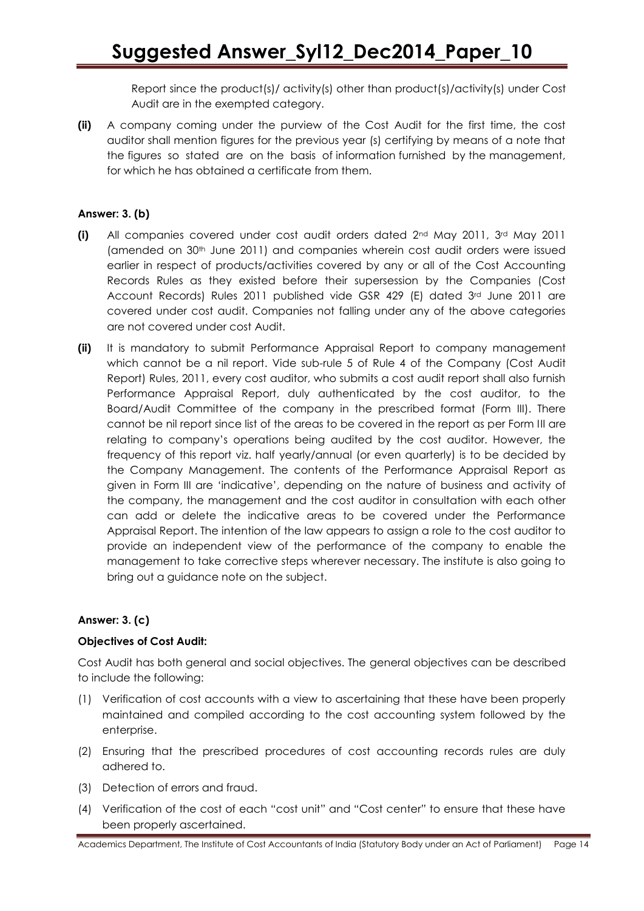Report since the product(s)/ activity(s) other than product(s)/activity(s) under Cost Audit are in the exempted category.

**(ii)** A company coming under the purview of the Cost Audit for the first time, the cost auditor shall mention figures for the previous year (s) certifying by means of a note that the figures so stated are on the basis of information furnished by the management, for which he has obtained a certificate from them.

**Answer: 3. (b)**

**(i)** All companies covered under cost audit orders dated 2nd May 2011, 3rd May 2011 (amended on 30th June 2011) and companies wherein cost audit orders were issued earlier in respect of products/activities covered by any or all of the Cost Accounting Records Rules as they existed before their supersession by the Companies (Cost Account Records) Rules 2011 published vide GSR 429 (E) dated 3rd June 2011 are covered under cost audit. Companies not falling under any of the above categories are not covered under cost Audit.

**(ii)** It is mandatory to submit Performance Appraisal Report to company management which cannot be a nil report. Vide sub-rule 5 of Rule 4 of the Company (Cost Audit Report) Rules, 2011, every cost auditor, who submits a cost audit report shall also furnish Performance Appraisal Report, duly authenticated by the cost auditor, to the Board/Audit Committee of the company in the prescribed format (Form III). There cannot be nil report since list of the areas to be covered in the report as per Form III are relating to company's operations being audited by the cost auditor. However, the frequency of this report viz. half yearly/annual (or even quarterly) is to be decided by the Company Management. The contents of the Performance Appraisal Report as given in Form III are 'indicative', depending on the nature of business and activity of the company, the management and the cost auditor in consultation with each other can add or delete the indicative areas to be covered under the Performance Appraisal Report. The intention of the law appears to assign a role to the cost auditor to provide an independent view of the performance of the company to enable the management to take corrective steps wherever necessary. The institute is also going to bring out a guidance note on the subject.

**Answer: 3. (c)**

**Objectives of Cost Audit:**

Cost Audit has both general and social objectives. The general objectives can be described to include the following:

(1) Verification of cost accounts with a view to ascertaining that these have been properly maintained and compiled according to the cost accounting system followed by the enterprise.

(2) Ensuring that the prescribed procedures of cost accounting records rules are duly adhered to.

(3) Detection of errors and fraud.

(4) Verification of the cost of each "cost unit" and "Cost center" to ensure that these have been properly ascertained.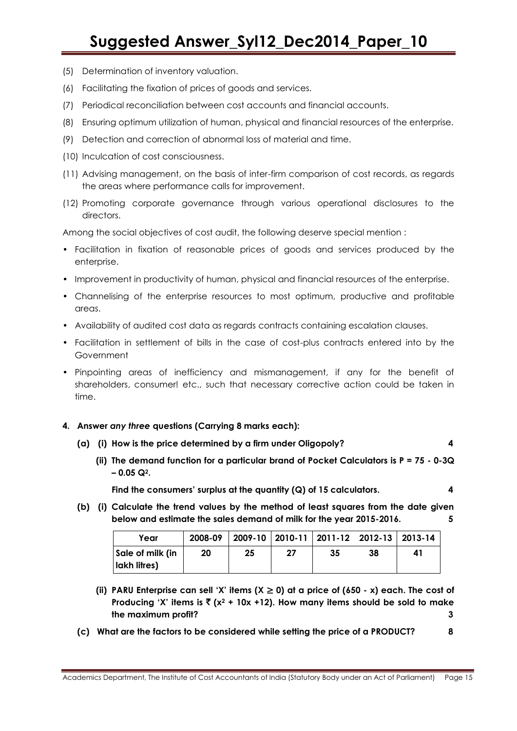(5) Determination of inventory valuation.

(6) Facilitating the fixation of prices of goods and services.

(7) Periodical reconciliation between cost accounts and financial accounts.

(8) Ensuring optimum utilization of human, physical and financial resources of the enterprise.

(9) Detection and correction of abnormal loss of material and time.

(10) Inculcation of cost consciousness.

(11) Advising management, on the basis of inter-firm comparison of cost records, as regards the areas where performance calls for improvement.

(12) Promoting corporate governance through various operational disclosures to the directors.

Among the social objectives of cost audit, the following deserve special mention :

- Facilitation in fixation of reasonable prices of goods and services produced by the enterprise.
- Improvement in productivity of human, physical and financial resources of the enterprise.
- Channelising of the enterprise resources to most optimum, productive and profitable areas.
- Availability of audited cost data as regards contracts containing escalation clauses.
- Facilitation in settlement of bills in the case of cost-plus contracts entered into by the Government
- Pinpointing areas of inefficiency and mismanagement, if any for the benefit of shareholders, consumer! etc., such that necessary corrective action could be taken in time.

**4. Answer *any three* questions (Carrying 8 marks each):**

**(a) (i) How is the price determined by a firm under Oligopoly? 4**

**(ii) The demand function for a particular brand of Pocket Calculators is $P = 75 - 0\text{-}3Q - 0.05\,Q^2$.**

**Find the consumers' surplus at the quantity (Q) of 15 calculators. 4**

**(b) (i) Calculate the trend values by the method of least squares from the date given below and estimate the sales demand of milk for the year 2015-2016. 5**

| Year | 2008-09 | 2009-10 | 2010-11 | 2011-12 | 2012-13 | 2013-14 |
|---|---|---|---|---|---|---|
| Sale of milk (in lakh litres) | 20 | 25 | 27 | 35 | 38 | 41 |

**(ii) PARU Enterprise can sell 'X' items ($X \geq 0$) at a price of $(650 - x)$ each. The cost of Producing 'X' items is ₹ $(x^2 + 10x + 12)$. How many items should be sold to make the maximum profit? 3**

**(c) What are the factors to be considered while setting the price of a PRODUCT? 8**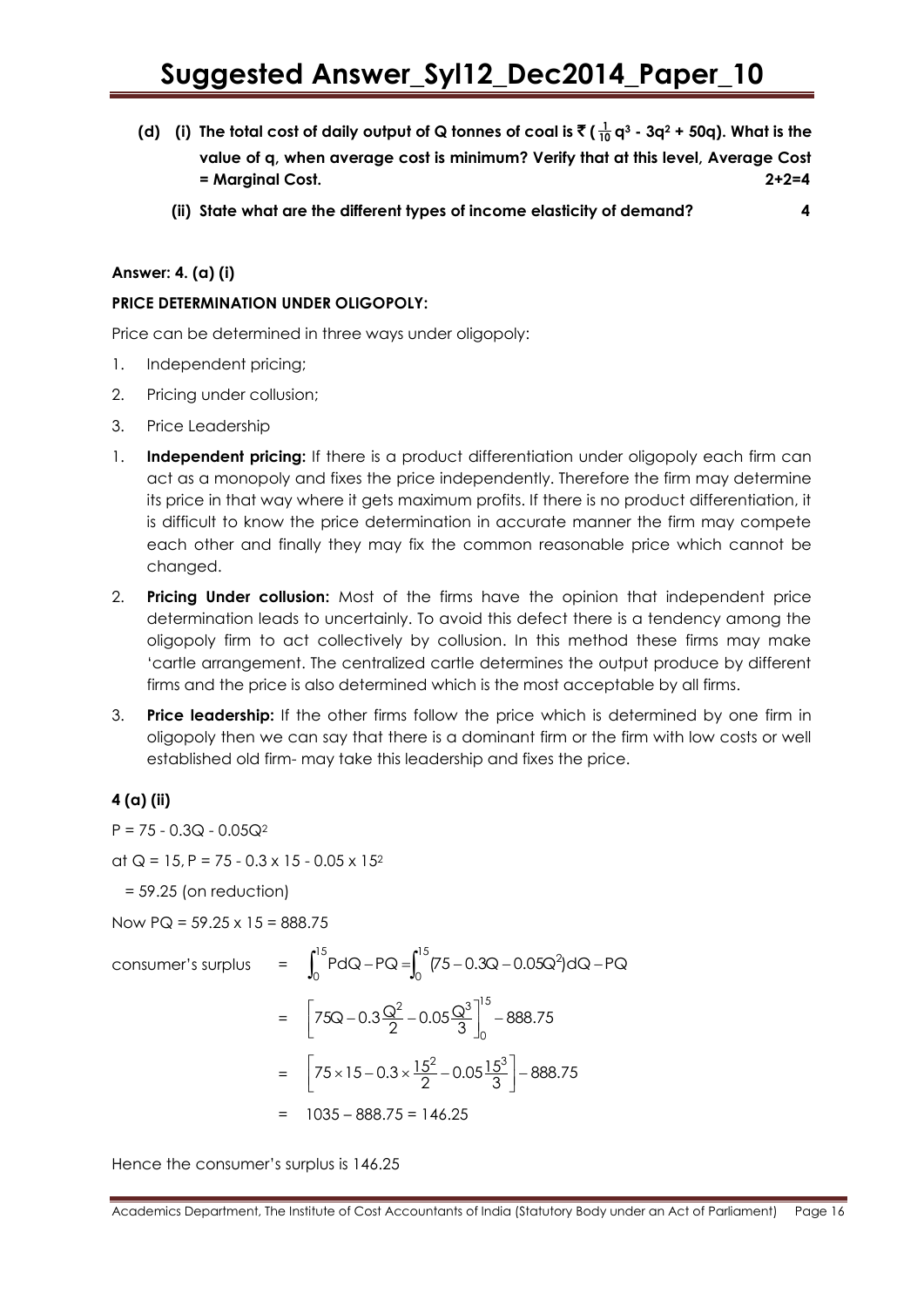(d) (i) The total cost of daily output of Q tonnes of coal is ₹ ($\frac{1}{10}q^3$ - $3q^2$ + 50q). What is the value of q, when average cost is minimum? Verify that at this level, Average Cost = Marginal Cost. **2+2=4**

(ii) State what are the different types of income elasticity of demand? **4**

**Answer: 4. (a) (i)**

**PRICE DETERMINATION UNDER OLIGOPOLY:**

Price can be determined in three ways under oligopoly:

1. Independent pricing;
2. Pricing under collusion;
3. Price Leadership

1. **Independent pricing:** If there is a product differentiation under oligopoly each firm can act as a monopoly and fixes the price independently. Therefore the firm may determine its price in that way where it gets maximum profits. If there is no product differentiation, it is difficult to know the price determination in accurate manner the firm may compete each other and finally they may fix the common reasonable price which cannot be changed.
2. **Pricing Under collusion:** Most of the firms have the opinion that independent price determination leads to uncertainly. To avoid this defect there is a tendency among the oligopoly firm to act collectively by collusion. In this method these firms may make 'cartle arrangement. The centralized cartle determines the output produce by different firms and the price is also determined which is the most acceptable by all firms.
3. **Price leadership:** If the other firms follow the price which is determined by one firm in oligopoly then we can say that there is a dominant firm or the firm with low costs or well established old firm- may take this leadership and fixes the price.

**4 (a) (ii)**

$P = 75 - 0.3Q - 0.05Q^2$

at Q = 15, $P = 75 - 0.3 \times 15 - 0.05 \times 15^2$

= 59.25 (on reduction)

Now PQ = 59.25 x 15 = 888.75

$$\text{consumer's surplus} = \int_0^{15} PdQ - PQ = \int_0^{15} (75 - 0.3Q - 0.05Q^2)dQ - PQ$$

$$= \left[75Q - 0.3\frac{Q^2}{2} - 0.05\frac{Q^3}{3}\right]_0^{15} - 888.75$$

$$= \left[75 \times 15 - 0.3 \times \frac{15^2}{2} - 0.05\frac{15^3}{3}\right] - 888.75$$

$$= 1035 - 888.75 = 146.25$$

Hence the consumer's surplus is 146.25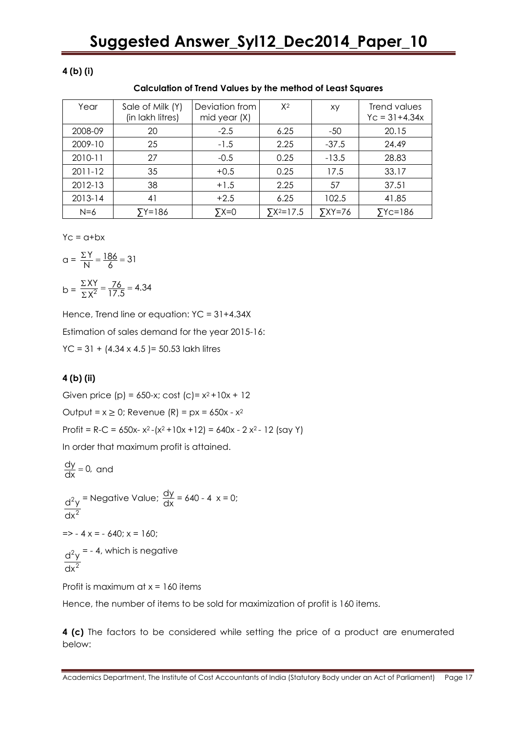**4 (b) (i)**

**Calculation of Trend Values by the method of Least Squares**

| Year | Sale of Milk (Y) (in lakh litres) | Deviation from mid year (X) | $X^2$ | xy | Trend values $Yc = 31+4.34x$ |
|---|---|---|---|---|---|
| 2008-09 | 20 | -2.5 | 6.25 | -50 | 20.15 |
| 2009-10 | 25 | -1.5 | 2.25 | -37.5 | 24.49 |
| 2010-11 | 27 | -0.5 | 0.25 | -13.5 | 28.83 |
| 2011-12 | 35 | +0.5 | 0.25 | 17.5 | 33.17 |
| 2012-13 | 38 | +1.5 | 2.25 | 57 | 37.51 |
| 2013-14 | 41 | +2.5 | 6.25 | 102.5 | 41.85 |
| N=6 | $\sum Y=186$ | $\sum X=0$ | $\sum X^2=17.5$ | $\sum XY=76$ | $\sum Yc=186$ |

$Yc = a+bx$

$a = \frac{\Sigma Y}{N} = \frac{186}{6} = 31$

$b = \frac{\Sigma XY}{\Sigma X^2} = \frac{76}{17.5} = 4.34$

Hence, Trend line or equation: $YC = 31+4.34X$

Estimation of sales demand for the year 2015-16:

$YC = 31 + (4.34 \times 4.5) = 50.53$ lakh litres

**4 (b) (ii)**

Given price (p) = $650-x$; cost (c) = $x^2+10x + 12$

Output = $x \geq 0$; Revenue (R) = $px = 650x - x^2$

Profit = $R-C = 650x- x^2-(x^2+10x +12) = 640x - 2x^2 - 12$ (say Y)

In order that maximum profit is attained.

$\frac{dy}{dx} = 0,$ and

$\frac{d^2y}{dx^2}$ = Negative Value; $\frac{dy}{dx} = 640 - 4x = 0;$

$\Rightarrow -4x = -640; x = 160;$

$\frac{d^2y}{dx^2} = -4$, which is negative

Profit is maximum at $x = 160$ items

Hence, the number of items to be sold for maximization of profit is 160 items.

**4 (c)** The factors to be considered while setting the price of a product are enumerated below: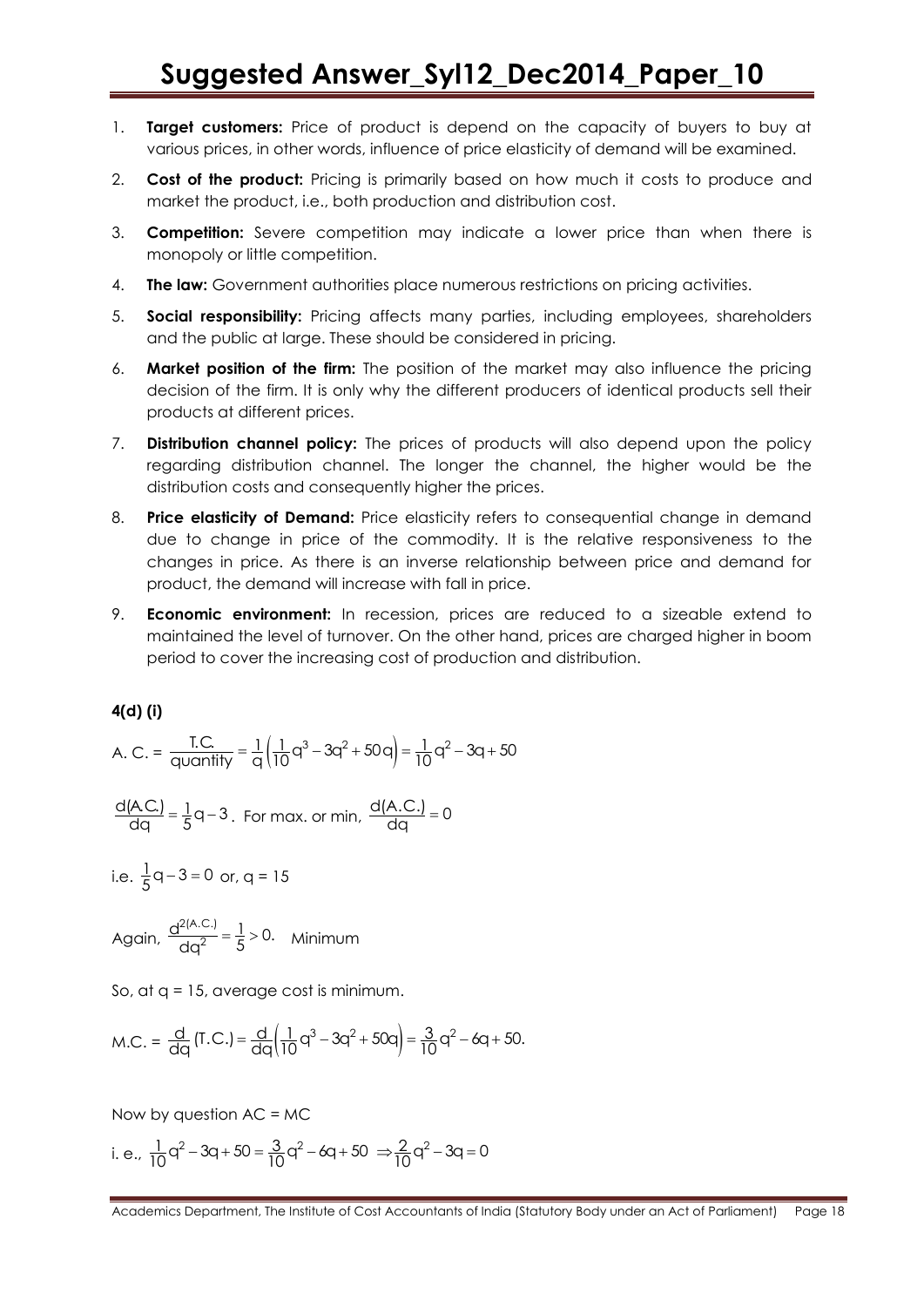1. **Target customers:** Price of product is depend on the capacity of buyers to buy at various prices, in other words, influence of price elasticity of demand will be examined.
2. **Cost of the product:** Pricing is primarily based on how much it costs to produce and market the product, i.e., both production and distribution cost.
3. **Competition:** Severe competition may indicate a lower price than when there is monopoly or little competition.
4. **The law:** Government authorities place numerous restrictions on pricing activities.
5. **Social responsibility:** Pricing affects many parties, including employees, shareholders and the public at large. These should be considered in pricing.
6. **Market position of the firm:** The position of the market may also influence the pricing decision of the firm. It is only why the different producers of identical products sell their products at different prices.
7. **Distribution channel policy:** The prices of products will also depend upon the policy regarding distribution channel. The longer the channel, the higher would be the distribution costs and consequently higher the prices.
8. **Price elasticity of Demand:** Price elasticity refers to consequential change in demand due to change in price of the commodity. It is the relative responsiveness to the changes in price. As there is an inverse relationship between price and demand for product, the demand will increase with fall in price.
9. **Economic environment:** In recession, prices are reduced to a sizeable extend to maintained the level of turnover. On the other hand, prices are charged higher in boom period to cover the increasing cost of production and distribution.

**4(d) (i)**

A. C. = $\frac{\text{T.C.}}{\text{quantity}} = \frac{1}{q}\left(\frac{1}{10}q^3 - 3q^2 + 50q\right) = \frac{1}{10}q^2 - 3q + 50$

$\frac{d(\text{A.C.})}{dq} = \frac{1}{5}q - 3$. For max. or min, $\frac{d(\text{A.C.})}{dq} = 0$

i.e. $\frac{1}{5}q - 3 = 0$ or, q = 15

Again, $\frac{d^2(\text{A.C.})}{dq^2} = \frac{1}{5} > 0.$ Minimum

So, at q = 15, average cost is minimum.

M.C. = $\frac{d}{dq}(\text{T.C.}) = \frac{d}{dq}\left(\frac{1}{10}q^3 - 3q^2 + 50q\right) = \frac{3}{10}q^2 - 6q + 50.$

Now by question AC = MC

i. e., $\frac{1}{10}q^2 - 3q + 50 = \frac{3}{10}q^2 - 6q + 50 \Rightarrow \frac{2}{10}q^2 - 3q = 0$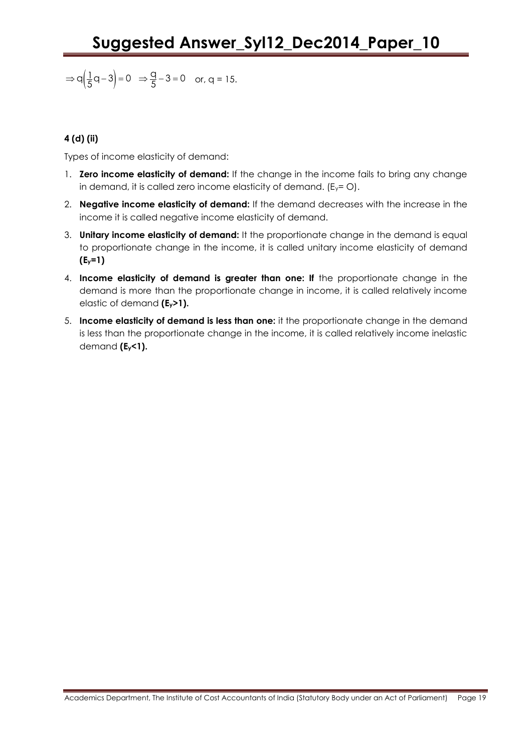$$\Rightarrow q\left(\frac{1}{5}q - 3\right) = 0 \quad \Rightarrow \frac{q}{5} - 3 = 0 \quad \text{or, } q = 15.$$

**4 (d) (ii)**

Types of income elasticity of demand:

1. **Zero income elasticity of demand:** If the change in the income fails to bring any change in demand, it is called zero income elasticity of demand. ($E_y$= O).
2. **Negative income elasticity of demand:** If the demand decreases with the increase in the income it is called negative income elasticity of demand.
3. **Unitary income elasticity of demand:** It the proportionate change in the demand is equal to proportionate change in the income, it is called unitary income elasticity of demand **($E_y$=1)**
4. **Income elasticity of demand is greater than one: If** the proportionate change in the demand is more than the proportionate change in income, it is called relatively income elastic of demand **($E_y$>1).**
5. **Income elasticity of demand is less than one:** it the proportionate change in the demand is less than the proportionate change in the income, it is called relatively income inelastic demand **($E_y$<1).**